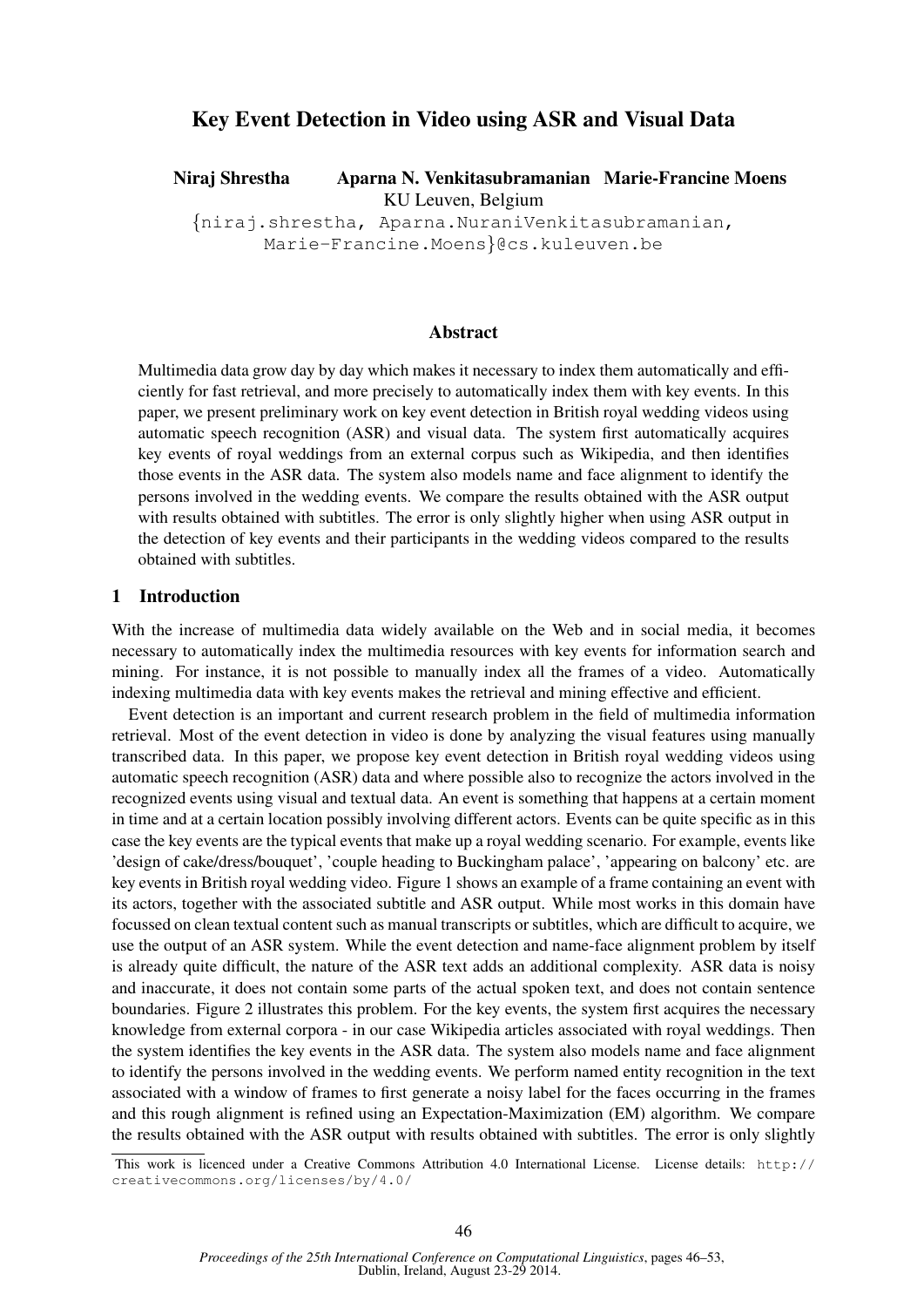# Key Event Detection in Video using ASR and Visual Data

**Niraj Shrestha    Aparna N. Venkitasubramanian    Marie-Francine Moens**
KU Leuven, Belgium
{niraj.shrestha, Aparna.NuraniVenkitasubramanian, Marie-Francine.Moens}@cs.kuleuven.be

## Abstract

Multimedia data grow day by day which makes it necessary to index them automatically and efficiently for fast retrieval, and more precisely to automatically index them with key events. In this paper, we present preliminary work on key event detection in British royal wedding videos using automatic speech recognition (ASR) and visual data. The system first automatically acquires key events of royal weddings from an external corpus such as Wikipedia, and then identifies those events in the ASR data. The system also models name and face alignment to identify the persons involved in the wedding events. We compare the results obtained with the ASR output with results obtained with subtitles. The error is only slightly higher when using ASR output in the detection of key events and their participants in the wedding videos compared to the results obtained with subtitles.

## 1 Introduction

With the increase of multimedia data widely available on the Web and in social media, it becomes necessary to automatically index the multimedia resources with key events for information search and mining. For instance, it is not possible to manually index all the frames of a video. Automatically indexing multimedia data with key events makes the retrieval and mining effective and efficient.

Event detection is an important and current research problem in the field of multimedia information retrieval. Most of the event detection in video is done by analyzing the visual features using manually transcribed data. In this paper, we propose key event detection in British royal wedding videos using automatic speech recognition (ASR) data and where possible also to recognize the actors involved in the recognized events using visual and textual data. An event is something that happens at a certain moment in time and at a certain location possibly involving different actors. Events can be quite specific as in this case the key events are the typical events that make up a royal wedding scenario. For example, events like 'design of cake/dress/bouquet', 'couple heading to Buckingham palace', 'appearing on balcony' etc. are key events in British royal wedding video. Figure 1 shows an example of a frame containing an event with its actors, together with the associated subtitle and ASR output. While most works in this domain have focussed on clean textual content such as manual transcripts or subtitles, which are difficult to acquire, we use the output of an ASR system. While the event detection and name-face alignment problem by itself is already quite difficult, the nature of the ASR text adds an additional complexity. ASR data is noisy and inaccurate, it does not contain some parts of the actual spoken text, and does not contain sentence boundaries. Figure 2 illustrates this problem. For the key events, the system first acquires the necessary knowledge from external corpora - in our case Wikipedia articles associated with royal weddings. Then the system identifies the key events in the ASR data. The system also models name and face alignment to identify the persons involved in the wedding events. We perform named entity recognition in the text associated with a window of frames to first generate a noisy label for the faces occurring in the frames and this rough alignment is refined using an Expectation-Maximization (EM) algorithm. We compare the results obtained with the ASR output with results obtained with subtitles. The error is only slightly

This work is licenced under a Creative Commons Attribution 4.0 International License. License details: http://creativecommons.org/licenses/by/4.0/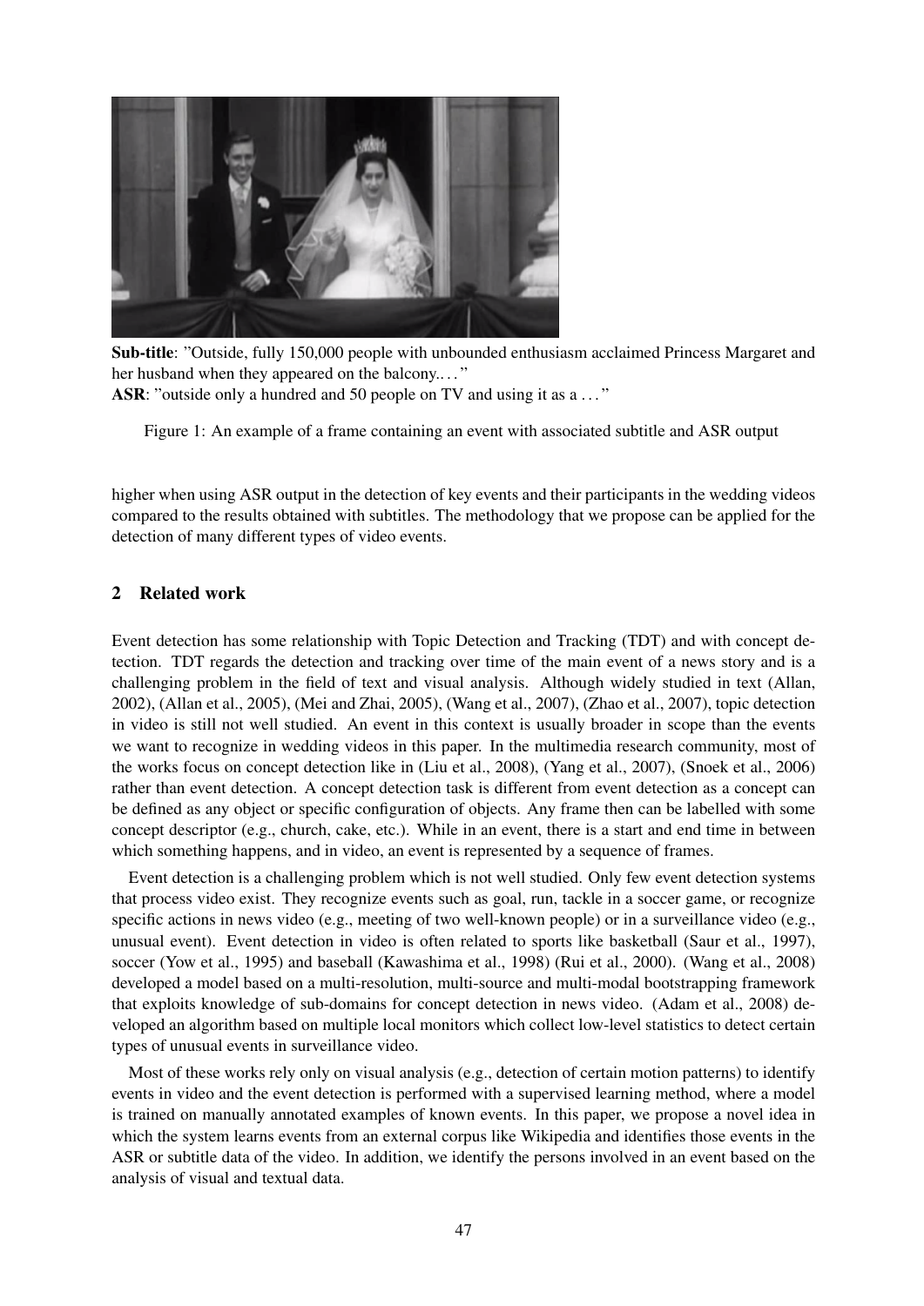**Sub-title**: "Outside, fully 150,000 people with unbounded enthusiasm acclaimed Princess Margaret and her husband when they appeared on the balcony.. . . "
**ASR**: "outside only a hundred and 50 people on TV and using it as a . . . "

Figure 1: An example of a frame containing an event with associated subtitle and ASR output

higher when using ASR output in the detection of key events and their participants in the wedding videos compared to the results obtained with subtitles. The methodology that we propose can be applied for the detection of many different types of video events.

## 2 Related work

Event detection has some relationship with Topic Detection and Tracking (TDT) and with concept detection. TDT regards the detection and tracking over time of the main event of a news story and is a challenging problem in the field of text and visual analysis. Although widely studied in text (Allan, 2002), (Allan et al., 2005), (Mei and Zhai, 2005), (Wang et al., 2007), (Zhao et al., 2007), topic detection in video is still not well studied. An event in this context is usually broader in scope than the events we want to recognize in wedding videos in this paper. In the multimedia research community, most of the works focus on concept detection like in (Liu et al., 2008), (Yang et al., 2007), (Snoek et al., 2006) rather than event detection. A concept detection task is different from event detection as a concept can be defined as any object or specific configuration of objects. Any frame then can be labelled with some concept descriptor (e.g., church, cake, etc.). While in an event, there is a start and end time in between which something happens, and in video, an event is represented by a sequence of frames.

Event detection is a challenging problem which is not well studied. Only few event detection systems that process video exist. They recognize events such as goal, run, tackle in a soccer game, or recognize specific actions in news video (e.g., meeting of two well-known people) or in a surveillance video (e.g., unusual event). Event detection in video is often related to sports like basketball (Saur et al., 1997), soccer (Yow et al., 1995) and baseball (Kawashima et al., 1998) (Rui et al., 2000). (Wang et al., 2008) developed a model based on a multi-resolution, multi-source and multi-modal bootstrapping framework that exploits knowledge of sub-domains for concept detection in news video. (Adam et al., 2008) developed an algorithm based on multiple local monitors which collect low-level statistics to detect certain types of unusual events in surveillance video.

Most of these works rely only on visual analysis (e.g., detection of certain motion patterns) to identify events in video and the event detection is performed with a supervised learning method, where a model is trained on manually annotated examples of known events. In this paper, we propose a novel idea in which the system learns events from an external corpus like Wikipedia and identifies those events in the ASR or subtitle data of the video. In addition, we identify the persons involved in an event based on the analysis of visual and textual data.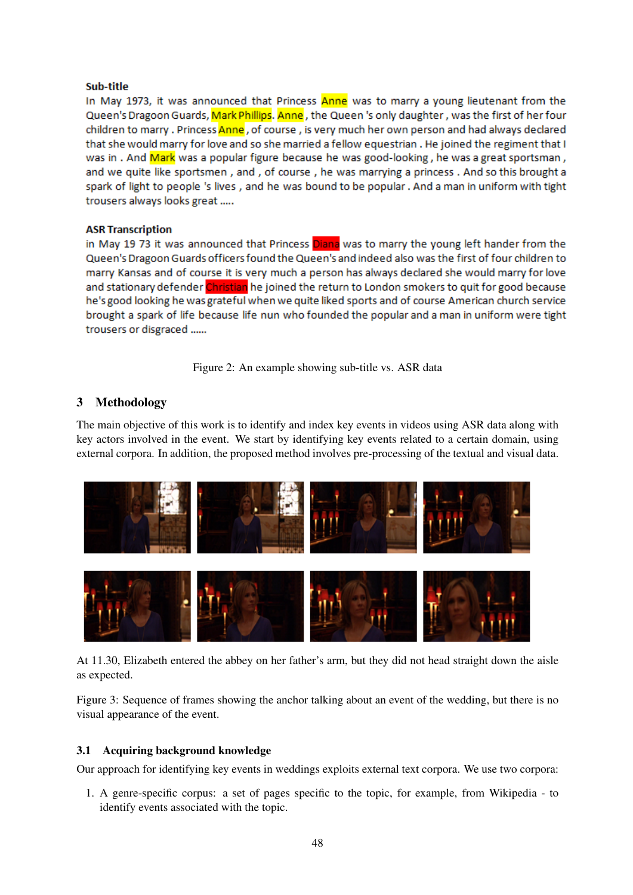**Sub-title**

In May 1973, it was announced that Princess Anne was to marry a young lieutenant from the Queen's Dragoon Guards, Mark Phillips. Anne, the Queen 's only daughter, was the first of her four children to marry . Princess Anne, of course , is very much her own person and had always declared that she would marry for love and so she married a fellow equestrian . He joined the regiment that I was in . And Mark was a popular figure because he was good-looking , he was a great sportsman , and we quite like sportsmen , and , of course , he was marrying a princess . And so this brought a spark of light to people 's lives , and he was bound to be popular . And a man in uniform with tight trousers always looks great .....

**ASR Transcription**

in May 19 73 it was announced that Princess Diana was to marry the young left hander from the Queen's Dragoon Guards officers found the Queen's and indeed also was the first of four children to marry Kansas and of course it is very much a person has always declared she would marry for love and stationary defender Christian he joined the return to London smokers to quit for good because he's good looking he was grateful when we quite liked sports and of course American church service brought a spark of life because life nun who founded the popular and a man in uniform were tight trousers or disgraced ......

Figure 2: An example showing sub-title vs. ASR data

## 3 Methodology

The main objective of this work is to identify and index key events in videos using ASR data along with key actors involved in the event. We start by identifying key events related to a certain domain, using external corpora. In addition, the proposed method involves pre-processing of the textual and visual data.

At 11.30, Elizabeth entered the abbey on her father's arm, but they did not head straight down the aisle as expected.

Figure 3: Sequence of frames showing the anchor talking about an event of the wedding, but there is no visual appearance of the event.

### 3.1 Acquiring background knowledge

Our approach for identifying key events in weddings exploits external text corpora. We use two corpora:

1. A genre-specific corpus: a set of pages specific to the topic, for example, from Wikipedia - to identify events associated with the topic.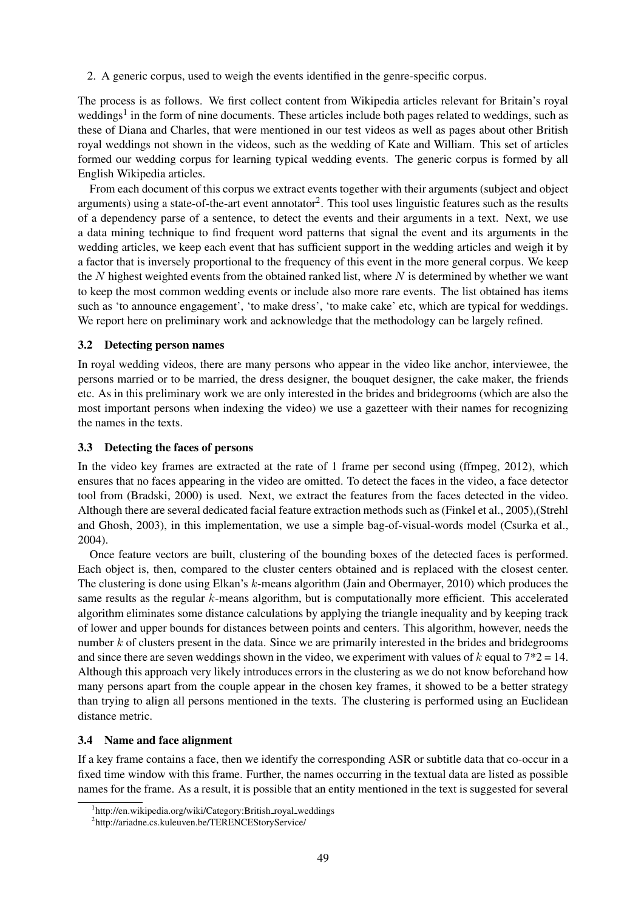2. A generic corpus, used to weigh the events identified in the genre-specific corpus.

The process is as follows. We first collect content from Wikipedia articles relevant for Britain's royal weddings[1] in the form of nine documents. These articles include both pages related to weddings, such as these of Diana and Charles, that were mentioned in our test videos as well as pages about other British royal weddings not shown in the videos, such as the wedding of Kate and William. This set of articles formed our wedding corpus for learning typical wedding events. The generic corpus is formed by all English Wikipedia articles.

From each document of this corpus we extract events together with their arguments (subject and object arguments) using a state-of-the-art event annotator[2]. This tool uses linguistic features such as the results of a dependency parse of a sentence, to detect the events and their arguments in a text. Next, we use a data mining technique to find frequent word patterns that signal the event and its arguments in the wedding articles, we keep each event that has sufficient support in the wedding articles and weigh it by a factor that is inversely proportional to the frequency of this event in the more general corpus. We keep the $N$ highest weighted events from the obtained ranked list, where $N$ is determined by whether we want to keep the most common wedding events or include also more rare events. The list obtained has items such as 'to announce engagement', 'to make dress', 'to make cake' etc, which are typical for weddings. We report here on preliminary work and acknowledge that the methodology can be largely refined.

### 3.2 Detecting person names

In royal wedding videos, there are many persons who appear in the video like anchor, interviewee, the persons married or to be married, the dress designer, the bouquet designer, the cake maker, the friends etc. As in this preliminary work we are only interested in the brides and bridegrooms (which are also the most important persons when indexing the video) we use a gazetteer with their names for recognizing the names in the texts.

### 3.3 Detecting the faces of persons

In the video key frames are extracted at the rate of 1 frame per second using (ffmpeg, 2012), which ensures that no faces appearing in the video are omitted. To detect the faces in the video, a face detector tool from (Bradski, 2000) is used. Next, we extract the features from the faces detected in the video. Although there are several dedicated facial feature extraction methods such as (Finkel et al., 2005),(Strehl and Ghosh, 2003), in this implementation, we use a simple bag-of-visual-words model (Csurka et al., 2004).

Once feature vectors are built, clustering of the bounding boxes of the detected faces is performed. Each object is, then, compared to the cluster centers obtained and is replaced with the closest center. The clustering is done using Elkan's $k$-means algorithm (Jain and Obermayer, 2010) which produces the same results as the regular $k$-means algorithm, but is computationally more efficient. This accelerated algorithm eliminates some distance calculations by applying the triangle inequality and by keeping track of lower and upper bounds for distances between points and centers. This algorithm, however, needs the number $k$ of clusters present in the data. Since we are primarily interested in the brides and bridegrooms and since there are seven weddings shown in the video, we experiment with values of $k$ equal to 7*2 = 14. Although this approach very likely introduces errors in the clustering as we do not know beforehand how many persons apart from the couple appear in the chosen key frames, it showed to be a better strategy than trying to align all persons mentioned in the texts. The clustering is performed using an Euclidean distance metric.

### 3.4 Name and face alignment

If a key frame contains a face, then we identify the corresponding ASR or subtitle data that co-occur in a fixed time window with this frame. Further, the names occurring in the textual data are listed as possible names for the frame. As a result, it is possible that an entity mentioned in the text is suggested for several

[1] http://en.wikipedia.org/wiki/Category:British_royal_weddings

[2] http://ariadne.cs.kuleuven.be/TERENCEStoryService/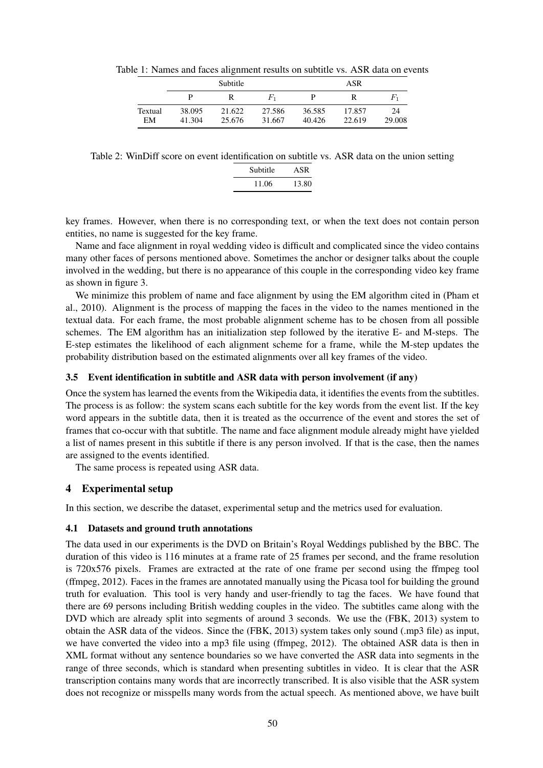Table 1: Names and faces alignment results on subtitle vs. ASR data on events

| | Subtitle | | | ASR | | |
|---|---|---|---|---|---|---|
| | P | R | $F_1$ | P | R | $F_1$ |
| Textual | 38.095 | 21.622 | 27.586 | 36.585 | 17.857 | 24 |
| EM | 41.304 | 25.676 | 31.667 | 40.426 | 22.619 | 29.008 |

Table 2: WinDiff score on event identification on subtitle vs. ASR data on the union setting

| Subtitle | ASR |
|---|---|
| 11.06 | 13.80 |

key frames. However, when there is no corresponding text, or when the text does not contain person entities, no name is suggested for the key frame.

Name and face alignment in royal wedding video is difficult and complicated since the video contains many other faces of persons mentioned above. Sometimes the anchor or designer talks about the couple involved in the wedding, but there is no appearance of this couple in the corresponding video key frame as shown in figure 3.

We minimize this problem of name and face alignment by using the EM algorithm cited in (Pham et al., 2010). Alignment is the process of mapping the faces in the video to the names mentioned in the textual data. For each frame, the most probable alignment scheme has to be chosen from all possible schemes. The EM algorithm has an initialization step followed by the iterative E- and M-steps. The E-step estimates the likelihood of each alignment scheme for a frame, while the M-step updates the probability distribution based on the estimated alignments over all key frames of the video.

### 3.5 Event identification in subtitle and ASR data with person involvement (if any)

Once the system has learned the events from the Wikipedia data, it identifies the events from the subtitles. The process is as follow: the system scans each subtitle for the key words from the event list. If the key word appears in the subtitle data, then it is treated as the occurrence of the event and stores the set of frames that co-occur with that subtitle. The name and face alignment module already might have yielded a list of names present in this subtitle if there is any person involved. If that is the case, then the names are assigned to the events identified.

The same process is repeated using ASR data.

## 4 Experimental setup

In this section, we describe the dataset, experimental setup and the metrics used for evaluation.

### 4.1 Datasets and ground truth annotations

The data used in our experiments is the DVD on Britain's Royal Weddings published by the BBC. The duration of this video is 116 minutes at a frame rate of 25 frames per second, and the frame resolution is 720x576 pixels. Frames are extracted at the rate of one frame per second using the ffmpeg tool (ffmpeg, 2012). Faces in the frames are annotated manually using the Picasa tool for building the ground truth for evaluation. This tool is very handy and user-friendly to tag the faces. We have found that there are 69 persons including British wedding couples in the video. The subtitles came along with the DVD which are already split into segments of around 3 seconds. We use the (FBK, 2013) system to obtain the ASR data of the videos. Since the (FBK, 2013) system takes only sound (.mp3 file) as input, we have converted the video into a mp3 file using (ffmpeg, 2012). The obtained ASR data is then in XML format without any sentence boundaries so we have converted the ASR data into segments in the range of three seconds, which is standard when presenting subtitles in video. It is clear that the ASR transcription contains many words that are incorrectly transcribed. It is also visible that the ASR system does not recognize or misspells many words from the actual speech. As mentioned above, we have built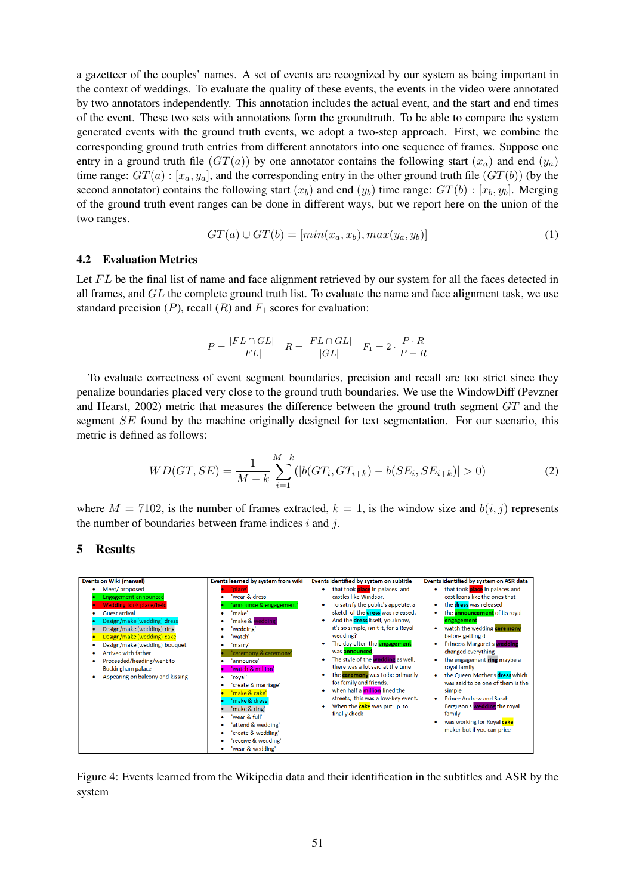a gazetteer of the couples' names. A set of events are recognized by our system as being important in the context of weddings. To evaluate the quality of these events, the events in the video were annotated by two annotators independently. This annotation includes the actual event, and the start and end times of the event. These two sets with annotations form the groundtruth. To be able to compare the system generated events with the ground truth events, we adopt a two-step approach. First, we combine the corresponding ground truth entries from different annotators into one sequence of frames. Suppose one entry in a ground truth file $(GT(a))$ by one annotator contains the following start $(x_a)$ and end $(y_a)$ time range: $GT(a) : [x_a, y_a]$, and the corresponding entry in the other ground truth file $(GT(b))$ (by the second annotator) contains the following start $(x_b)$ and end $(y_b)$ time range: $GT(b) : [x_b, y_b]$. Merging of the ground truth event ranges can be done in different ways, but we report here on the union of the two ranges.

$$GT(a) \cup GT(b) = [min(x_a, x_b), max(y_a, y_b)] \tag{1}$$

### 4.2 Evaluation Metrics

Let $FL$ be the final list of name and face alignment retrieved by our system for all the faces detected in all frames, and $GL$ the complete ground truth list. To evaluate the name and face alignment task, we use standard precision ($P$), recall ($R$) and $F_1$ scores for evaluation:

$$P = \frac{|FL \cap GL|}{|FL|} \quad R = \frac{|FL \cap GL|}{|GL|} \quad F_1 = 2 \cdot \frac{P \cdot R}{P + R}$$

To evaluate correctness of event segment boundaries, precision and recall are too strict since they penalize boundaries placed very close to the ground truth boundaries. We use the WindowDiff (Pevzner and Hearst, 2002) metric that measures the difference between the ground truth segment $GT$ and the segment $SE$ found by the machine originally designed for text segmentation. For our scenario, this metric is defined as follows:

$$WD(GT, SE) = \frac{1}{M-k} \sum_{i=1}^{M-k} (|b(GT_i, GT_{i+k}) - b(SE_i, SE_{i+k})| > 0) \tag{2}$$

where $M = 7102$, is the number of frames extracted, $k = 1$, is the window size and $b(i, j)$ represents the number of boundaries between frame indices $i$ and $j$.

## 5 Results

| Events on Wiki (manual) | Events learned by system from wiki | Events identified by system on subtitle | Events identified by system on ASR data |
|---|---|---|---|
| • Meet/ proposed<br>• Engagement announced<br>• Wedding took place/held<br>• Guest arrival<br>• Design/make (wedding) dress<br>• Design/make (wedding) ring<br>• Design/make (wedding) cake<br>• Design/make (wedding) bouquet<br>• Arrived with father<br>• Proceeded/heading/went to Buckingham palace<br>• Appearing on balcony and kissing | • 'place'<br>• 'wear & dress'<br>• 'announce & engagement'<br>• 'make'<br>• 'make & wedding'<br>• 'wedding'<br>• 'watch'<br>• 'marry'<br>• 'ceremony & ceremony'<br>• 'announce'<br>• 'watch & million'<br>• 'royal'<br>• 'create & marriage'<br>• 'make & cake'<br>• 'make & dress'<br>• 'make & ring'<br>• 'wear & full'<br>• 'attend & wedding'<br>• 'create & wedding'<br>• 'receive & wedding'<br>• 'wear & wedding' | • that took place in palaces and castles like Windsor.<br>• To satisfy the public's appetite, a sketch of the dress was released.<br>• And the dress itself, you know, it's so simple, isn't it, for a Royal wedding?<br>• The day after the engagement was announced,<br>• The style of the wedding as well, there was a lot said at the time<br>• the ceremony was to be primarily for family and friends.<br>• when half a million lined the streets, this was a low-key event.<br>• When the cake was put up to finally check | • that took place in palaces and cost loans like the ones that<br>• the dress was released<br>• the announcement of its royal engagement<br>• watch the wedding ceremony before getting d<br>• Princess Margaret s wedding changed everything<br>• the engagement ring maybe a royal family<br>• the Queen Mother s dress which was said to be one of them is the simple<br>• Prince Andrew and Sarah Ferguson s wedding the royal family<br>• was working for Royal cake maker but if you can price |

Figure 4: Events learned from the Wikipedia data and their identification in the subtitles and ASR by the system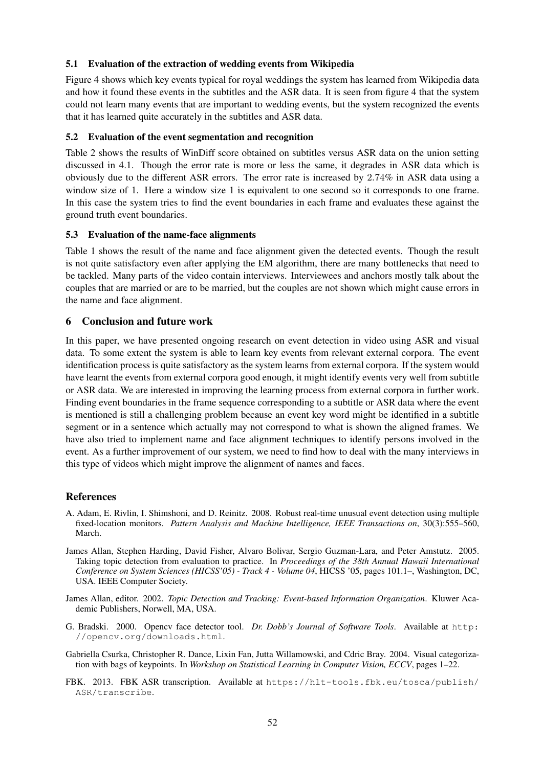### 5.1 Evaluation of the extraction of wedding events from Wikipedia

Figure 4 shows which key events typical for royal weddings the system has learned from Wikipedia data and how it found these events in the subtitles and the ASR data. It is seen from figure 4 that the system could not learn many events that are important to wedding events, but the system recognized the events that it has learned quite accurately in the subtitles and ASR data.

### 5.2 Evaluation of the event segmentation and recognition

Table 2 shows the results of WinDiff score obtained on subtitles versus ASR data on the union setting discussed in 4.1. Though the error rate is more or less the same, it degrades in ASR data which is obviously due to the different ASR errors. The error rate is increased by 2.74% in ASR data using a window size of 1. Here a window size 1 is equivalent to one second so it corresponds to one frame. In this case the system tries to find the event boundaries in each frame and evaluates these against the ground truth event boundaries.

### 5.3 Evaluation of the name-face alignments

Table 1 shows the result of the name and face alignment given the detected events. Though the result is not quite satisfactory even after applying the EM algorithm, there are many bottlenecks that need to be tackled. Many parts of the video contain interviews. Interviewees and anchors mostly talk about the couples that are married or are to be married, but the couples are not shown which might cause errors in the name and face alignment.

## 6 Conclusion and future work

In this paper, we have presented ongoing research on event detection in video using ASR and visual data. To some extent the system is able to learn key events from relevant external corpora. The event identification process is quite satisfactory as the system learns from external corpora. If the system would have learnt the events from external corpora good enough, it might identify events very well from subtitle or ASR data. We are interested in improving the learning process from external corpora in further work. Finding event boundaries in the frame sequence corresponding to a subtitle or ASR data where the event is mentioned is still a challenging problem because an event key word might be identified in a subtitle segment or in a sentence which actually may not correspond to what is shown the aligned frames. We have also tried to implement name and face alignment techniques to identify persons involved in the event. As a further improvement of our system, we need to find how to deal with the many interviews in this type of videos which might improve the alignment of names and faces.

## References

A. Adam, E. Rivlin, I. Shimshoni, and D. Reinitz. 2008. Robust real-time unusual event detection using multiple fixed-location monitors. *Pattern Analysis and Machine Intelligence, IEEE Transactions on*, 30(3):555–560, March.

James Allan, Stephen Harding, David Fisher, Alvaro Bolivar, Sergio Guzman-Lara, and Peter Amstutz. 2005. Taking topic detection from evaluation to practice. In *Proceedings of the 38th Annual Hawaii International Conference on System Sciences (HICSS'05) - Track 4 - Volume 04*, HICSS '05, pages 101.1–, Washington, DC, USA. IEEE Computer Society.

James Allan, editor. 2002. *Topic Detection and Tracking: Event-based Information Organization*. Kluwer Academic Publishers, Norwell, MA, USA.

G. Bradski. 2000. Opencv face detector tool. *Dr. Dobb's Journal of Software Tools*. Available at http://opencv.org/downloads.html.

Gabriella Csurka, Christopher R. Dance, Lixin Fan, Jutta Willamowski, and Cdric Bray. 2004. Visual categorization with bags of keypoints. In *Workshop on Statistical Learning in Computer Vision, ECCV*, pages 1–22.

FBK. 2013. FBK ASR transcription. Available at https://hlt-tools.fbk.eu/tosca/publish/ASR/transcribe.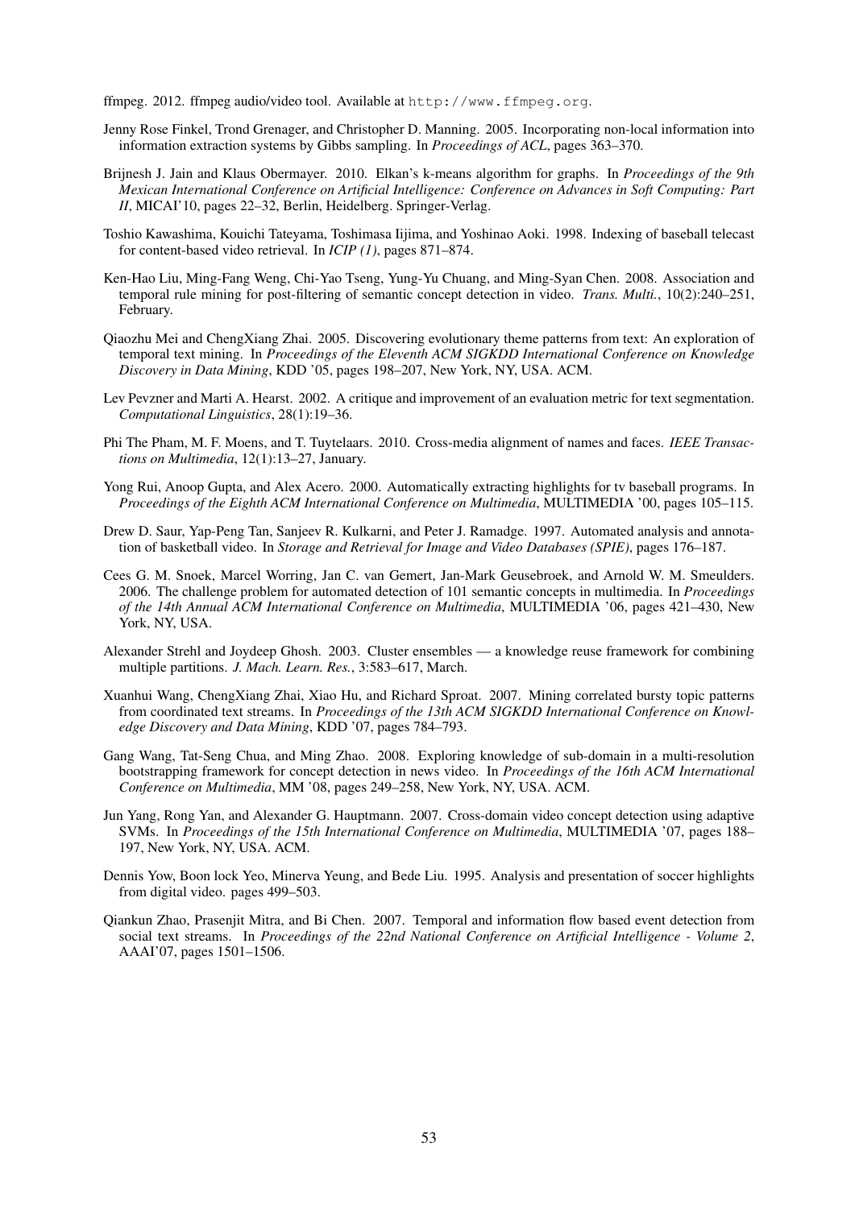ffmpeg. 2012. ffmpeg audio/video tool. Available at `http://www.ffmpeg.org`.

Jenny Rose Finkel, Trond Grenager, and Christopher D. Manning. 2005. Incorporating non-local information into information extraction systems by Gibbs sampling. In *Proceedings of ACL*, pages 363–370.

Brijnesh J. Jain and Klaus Obermayer. 2010. Elkan's k-means algorithm for graphs. In *Proceedings of the 9th Mexican International Conference on Artificial Intelligence: Conference on Advances in Soft Computing: Part II*, MICAI'10, pages 22–32, Berlin, Heidelberg. Springer-Verlag.

Toshio Kawashima, Kouichi Tateyama, Toshimasa Iijima, and Yoshinao Aoki. 1998. Indexing of baseball telecast for content-based video retrieval. In *ICIP (1)*, pages 871–874.

Ken-Hao Liu, Ming-Fang Weng, Chi-Yao Tseng, Yung-Yu Chuang, and Ming-Syan Chen. 2008. Association and temporal rule mining for post-filtering of semantic concept detection in video. *Trans. Multi.*, 10(2):240–251, February.

Qiaozhu Mei and ChengXiang Zhai. 2005. Discovering evolutionary theme patterns from text: An exploration of temporal text mining. In *Proceedings of the Eleventh ACM SIGKDD International Conference on Knowledge Discovery in Data Mining*, KDD '05, pages 198–207, New York, NY, USA. ACM.

Lev Pevzner and Marti A. Hearst. 2002. A critique and improvement of an evaluation metric for text segmentation. *Computational Linguistics*, 28(1):19–36.

Phi The Pham, M. F. Moens, and T. Tuytelaars. 2010. Cross-media alignment of names and faces. *IEEE Transactions on Multimedia*, 12(1):13–27, January.

Yong Rui, Anoop Gupta, and Alex Acero. 2000. Automatically extracting highlights for tv baseball programs. In *Proceedings of the Eighth ACM International Conference on Multimedia*, MULTIMEDIA '00, pages 105–115.

Drew D. Saur, Yap-Peng Tan, Sanjeev R. Kulkarni, and Peter J. Ramadge. 1997. Automated analysis and annotation of basketball video. In *Storage and Retrieval for Image and Video Databases (SPIE)*, pages 176–187.

Cees G. M. Snoek, Marcel Worring, Jan C. van Gemert, Jan-Mark Geusebroek, and Arnold W. M. Smeulders. 2006. The challenge problem for automated detection of 101 semantic concepts in multimedia. In *Proceedings of the 14th Annual ACM International Conference on Multimedia*, MULTIMEDIA '06, pages 421–430, New York, NY, USA.

Alexander Strehl and Joydeep Ghosh. 2003. Cluster ensembles — a knowledge reuse framework for combining multiple partitions. *J. Mach. Learn. Res.*, 3:583–617, March.

Xuanhui Wang, ChengXiang Zhai, Xiao Hu, and Richard Sproat. 2007. Mining correlated bursty topic patterns from coordinated text streams. In *Proceedings of the 13th ACM SIGKDD International Conference on Knowledge Discovery and Data Mining*, KDD '07, pages 784–793.

Gang Wang, Tat-Seng Chua, and Ming Zhao. 2008. Exploring knowledge of sub-domain in a multi-resolution bootstrapping framework for concept detection in news video. In *Proceedings of the 16th ACM International Conference on Multimedia*, MM '08, pages 249–258, New York, NY, USA. ACM.

Jun Yang, Rong Yan, and Alexander G. Hauptmann. 2007. Cross-domain video concept detection using adaptive SVMs. In *Proceedings of the 15th International Conference on Multimedia*, MULTIMEDIA '07, pages 188–197, New York, NY, USA. ACM.

Dennis Yow, Boon lock Yeo, Minerva Yeung, and Bede Liu. 1995. Analysis and presentation of soccer highlights from digital video. pages 499–503.

Qiankun Zhao, Prasenjit Mitra, and Bi Chen. 2007. Temporal and information flow based event detection from social text streams. In *Proceedings of the 22nd National Conference on Artificial Intelligence - Volume 2*, AAAI'07, pages 1501–1506.